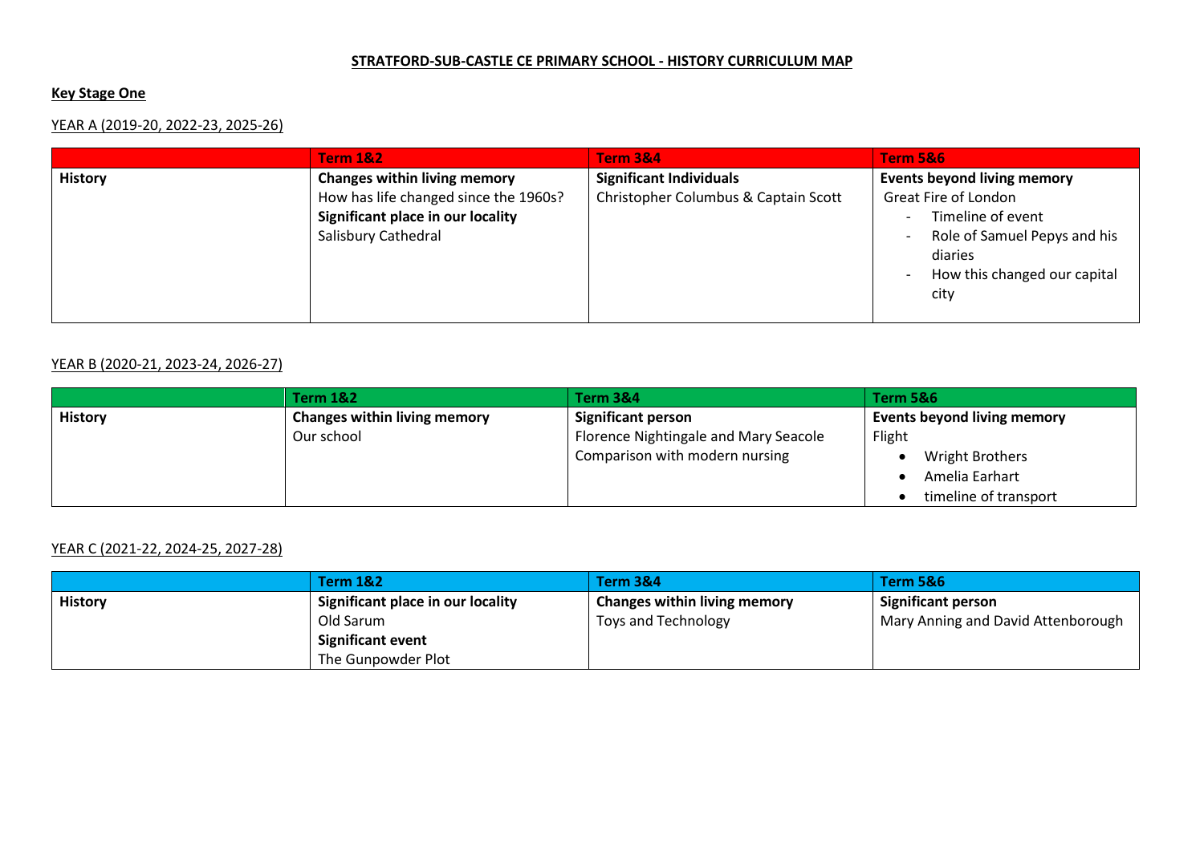# STRATFORD-SUB-CASTLE CE PRIMARY SCHOOL - HISTORY CURRICULUM MAP

## Key Stage One

### YEAR A (2019-20, 2022-23, 2025-26)

| | Term 1&2 | Term 3&4 | Term 5&6 |
|---|---|---|---|
| **History** | **Changes within living memory**<br>How has life changed since the 1960s?<br>**Significant place in our locality**<br>Salisbury Cathedral | **Significant Individuals**<br>Christopher Columbus & Captain Scott | **Events beyond living memory**<br>Great Fire of London<br>- Timeline of event<br>- Role of Samuel Pepys and his diaries<br>- How this changed our capital city |

### YEAR B (2020-21, 2023-24, 2026-27)

| | Term 1&2 | Term 3&4 | Term 5&6 |
|---|---|---|---|
| **History** | **Changes within living memory**<br>Our school | **Significant person**<br>Florence Nightingale and Mary Seacole<br>Comparison with modern nursing | **Events beyond living memory**<br>Flight<br>• Wright Brothers<br>• Amelia Earhart<br>• timeline of transport |

### YEAR C (2021-22, 2024-25, 2027-28)

| | Term 1&2 | Term 3&4 | Term 5&6 |
|---|---|---|---|
| **History** | **Significant place in our locality**<br>Old Sarum<br>**Significant event**<br>The Gunpowder Plot | **Changes within living memory**<br>Toys and Technology | **Significant person**<br>Mary Anning and David Attenborough |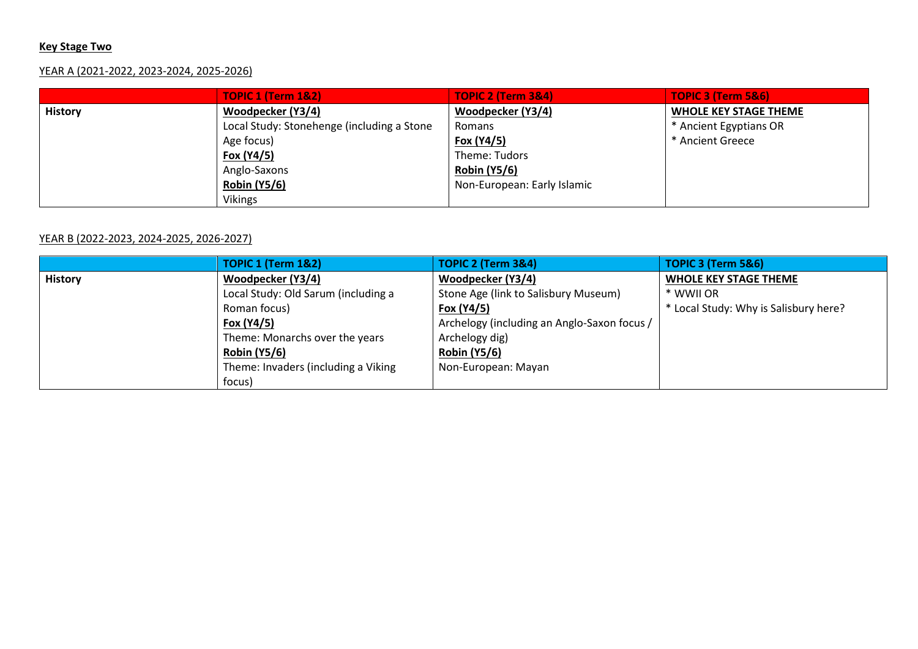**Key Stage Two**

YEAR A (2021-2022, 2023-2024, 2025-2026)

| | TOPIC 1 (Term 1&2) | TOPIC 2 (Term 3&4) | TOPIC 3 (Term 5&6) |
|---|---|---|---|
| **History** | **Woodpecker (Y3/4)**<br>Local Study: Stonehenge (including a Stone Age focus)<br>**Fox (Y4/5)**<br>Anglo-Saxons<br>**Robin (Y5/6)**<br>Vikings | **Woodpecker (Y3/4)**<br>Romans<br>**Fox (Y4/5)**<br>Theme: Tudors<br>**Robin (Y5/6)**<br>Non-European: Early Islamic | **WHOLE KEY STAGE THEME**<br>* Ancient Egyptians OR<br>* Ancient Greece |

YEAR B (2022-2023, 2024-2025, 2026-2027)

| | TOPIC 1 (Term 1&2) | TOPIC 2 (Term 3&4) | TOPIC 3 (Term 5&6) |
|---|---|---|---|
| **History** | **Woodpecker (Y3/4)**<br>Local Study: Old Sarum (including a Roman focus)<br>**Fox (Y4/5)**<br>Theme: Monarchs over the years<br>**Robin (Y5/6)**<br>Theme: Invaders (including a Viking focus) | **Woodpecker (Y3/4)**<br>Stone Age (link to Salisbury Museum)<br>**Fox (Y4/5)**<br>Archelogy (including an Anglo-Saxon focus / Archelogy dig)<br>**Robin (Y5/6)**<br>Non-European: Mayan | **WHOLE KEY STAGE THEME**<br>* WWII OR<br>* Local Study: Why is Salisbury here? |